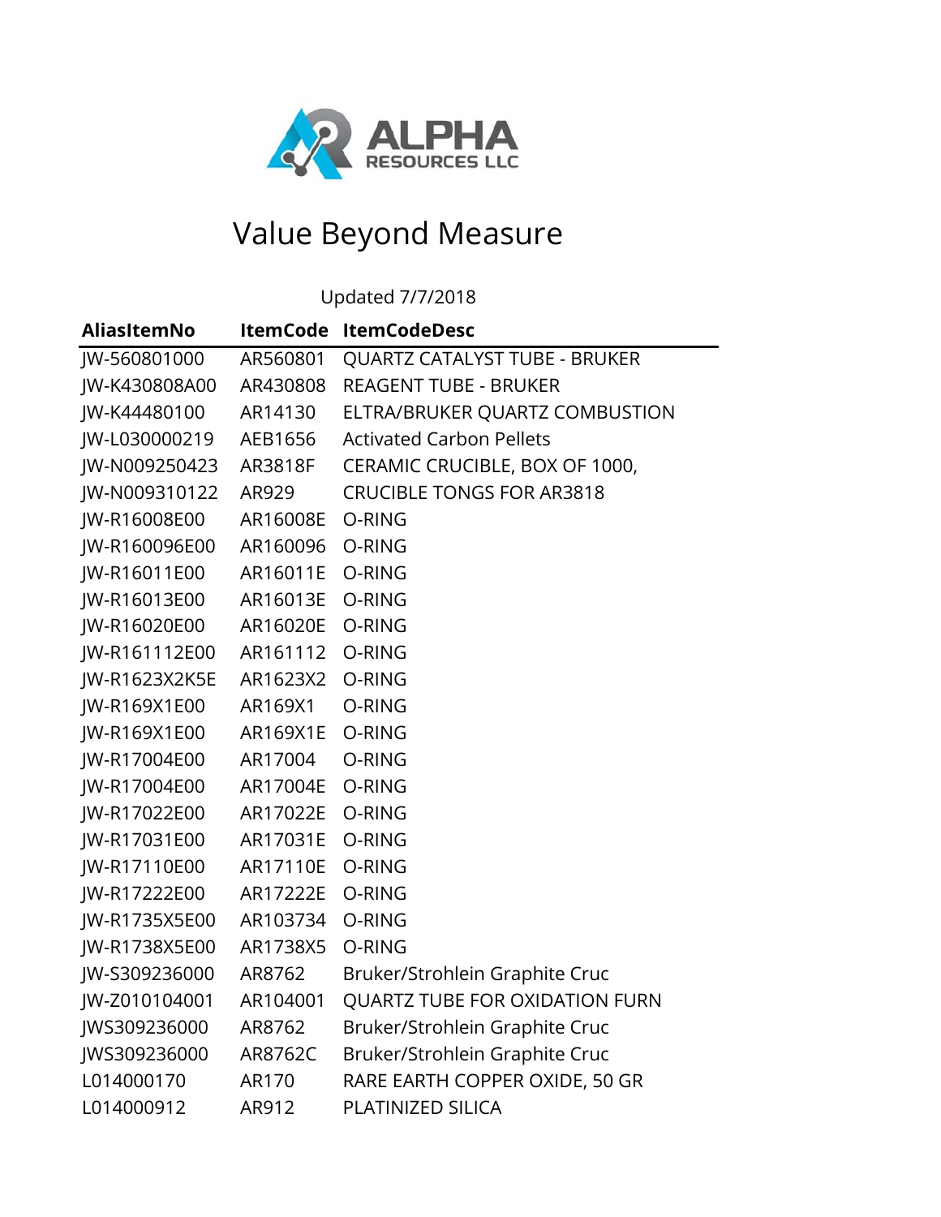**ALPHA RESOURCES LLC**

# Value Beyond Measure

Updated 7/7/2018

| AliasItemNo | ItemCode | ItemCodeDesc |
|---|---|---|
| JW-560801000 | AR560801 | QUARTZ CATALYST TUBE - BRUKER |
| JW-K430808A00 | AR430808 | REAGENT TUBE - BRUKER |
| JW-K44480100 | AR14130 | ELTRA/BRUKER QUARTZ COMBUSTION |
| JW-L030000219 | AEB1656 | Activated Carbon Pellets |
| JW-N009250423 | AR3818F | CERAMIC CRUCIBLE, BOX OF 1000, |
| JW-N009310122 | AR929 | CRUCIBLE TONGS FOR AR3818 |
| JW-R16008E00 | AR16008E | O-RING |
| JW-R160096E00 | AR160096 | O-RING |
| JW-R16011E00 | AR16011E | O-RING |
| JW-R16013E00 | AR16013E | O-RING |
| JW-R16020E00 | AR16020E | O-RING |
| JW-R161112E00 | AR161112 | O-RING |
| JW-R1623X2K5E | AR1623X2 | O-RING |
| JW-R169X1E00 | AR169X1 | O-RING |
| JW-R169X1E00 | AR169X1E | O-RING |
| JW-R17004E00 | AR17004 | O-RING |
| JW-R17004E00 | AR17004E | O-RING |
| JW-R17022E00 | AR17022E | O-RING |
| JW-R17031E00 | AR17031E | O-RING |
| JW-R17110E00 | AR17110E | O-RING |
| JW-R17222E00 | AR17222E | O-RING |
| JW-R1735X5E00 | AR103734 | O-RING |
| JW-R1738X5E00 | AR1738X5 | O-RING |
| JW-S309236000 | AR8762 | Bruker/Strohlein Graphite Cruc |
| JW-Z010104001 | AR104001 | QUARTZ TUBE FOR OXIDATION FURN |
| JWS309236000 | AR8762 | Bruker/Strohlein Graphite Cruc |
| JWS309236000 | AR8762C | Bruker/Strohlein Graphite Cruc |
| L014000170 | AR170 | RARE EARTH COPPER OXIDE, 50 GR |
| L014000912 | AR912 | PLATINIZED SILICA |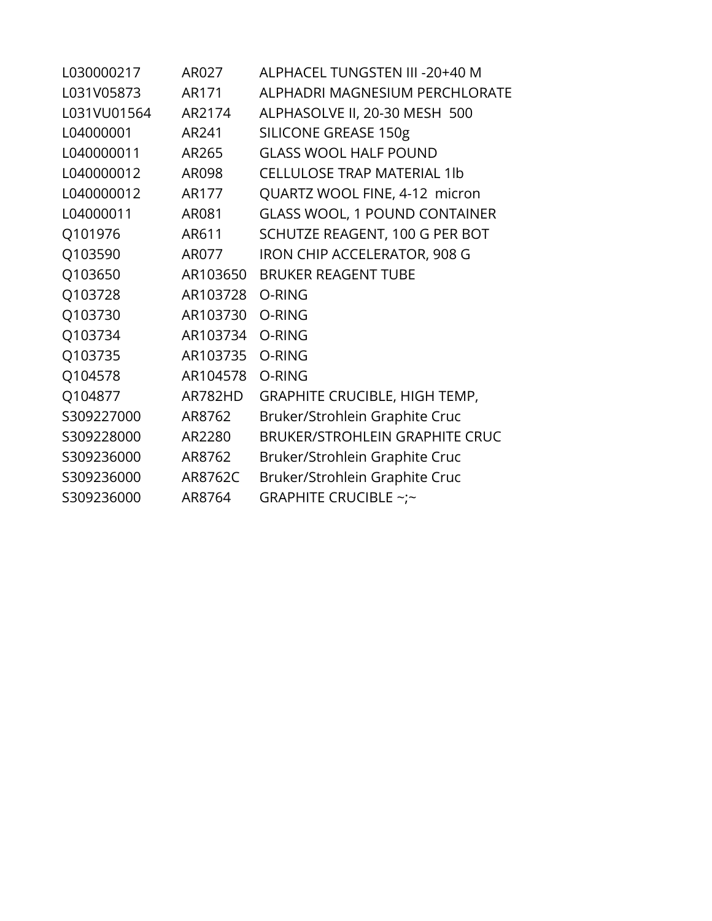| | | |
|---|---|---|
| L030000217 | AR027 | ALPHACEL TUNGSTEN III -20+40 M |
| L031V05873 | AR171 | ALPHADRI MAGNESIUM PERCHLORATE |
| L031VU01564 | AR2174 | ALPHASOLVE II, 20-30 MESH 500 |
| L04000001 | AR241 | SILICONE GREASE 150g |
| L040000011 | AR265 | GLASS WOOL HALF POUND |
| L040000012 | AR098 | CELLULOSE TRAP MATERIAL 1lb |
| L040000012 | AR177 | QUARTZ WOOL FINE, 4-12 micron |
| L04000011 | AR081 | GLASS WOOL, 1 POUND CONTAINER |
| Q101976 | AR611 | SCHUTZE REAGENT, 100 G PER BOT |
| Q103590 | AR077 | IRON CHIP ACCELERATOR, 908 G |
| Q103650 | AR103650 | BRUKER REAGENT TUBE |
| Q103728 | AR103728 | O-RING |
| Q103730 | AR103730 | O-RING |
| Q103734 | AR103734 | O-RING |
| Q103735 | AR103735 | O-RING |
| Q104578 | AR104578 | O-RING |
| Q104877 | AR782HD | GRAPHITE CRUCIBLE, HIGH TEMP, |
| S309227000 | AR8762 | Bruker/Strohlein Graphite Cruc |
| S309228000 | AR2280 | BRUKER/STROHLEIN GRAPHITE CRUC |
| S309236000 | AR8762 | Bruker/Strohlein Graphite Cruc |
| S309236000 | AR8762C | Bruker/Strohlein Graphite Cruc |
| S309236000 | AR8764 | GRAPHITE CRUCIBLE ~;~ |